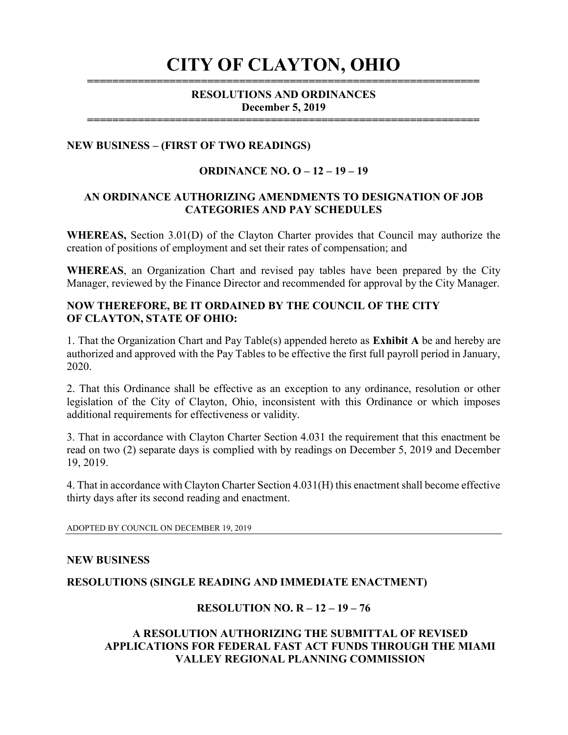# CITY OF CLAYTON, OHIO

## RESOLUTIONS AND ORDINANCES
## December 5, 2019

**NEW BUSINESS – (FIRST OF TWO READINGS)**

### ORDINANCE NO. O – 12 – 19 – 19

### AN ORDINANCE AUTHORIZING AMENDMENTS TO DESIGNATION OF JOB CATEGORIES AND PAY SCHEDULES

**WHEREAS,** Section 3.01(D) of the Clayton Charter provides that Council may authorize the creation of positions of employment and set their rates of compensation; and

**WHEREAS**, an Organization Chart and revised pay tables have been prepared by the City Manager, reviewed by the Finance Director and recommended for approval by the City Manager.

**NOW THEREFORE, BE IT ORDAINED BY THE COUNCIL OF THE CITY OF CLAYTON, STATE OF OHIO:**

1. That the Organization Chart and Pay Table(s) appended hereto as **Exhibit A** be and hereby are authorized and approved with the Pay Tables to be effective the first full payroll period in January, 2020.

2. That this Ordinance shall be effective as an exception to any ordinance, resolution or other legislation of the City of Clayton, Ohio, inconsistent with this Ordinance or which imposes additional requirements for effectiveness or validity.

3. That in accordance with Clayton Charter Section 4.031 the requirement that this enactment be read on two (2) separate days is complied with by readings on December 5, 2019 and December 19, 2019.

4. That in accordance with Clayton Charter Section 4.031(H) this enactment shall become effective thirty days after its second reading and enactment.

ADOPTED BY COUNCIL ON DECEMBER 19, 2019

---

**NEW BUSINESS**

**RESOLUTIONS (SINGLE READING AND IMMEDIATE ENACTMENT)**

### RESOLUTION NO. R – 12 – 19 – 76

### A RESOLUTION AUTHORIZING THE SUBMITTAL OF REVISED APPLICATIONS FOR FEDERAL FAST ACT FUNDS THROUGH THE MIAMI VALLEY REGIONAL PLANNING COMMISSION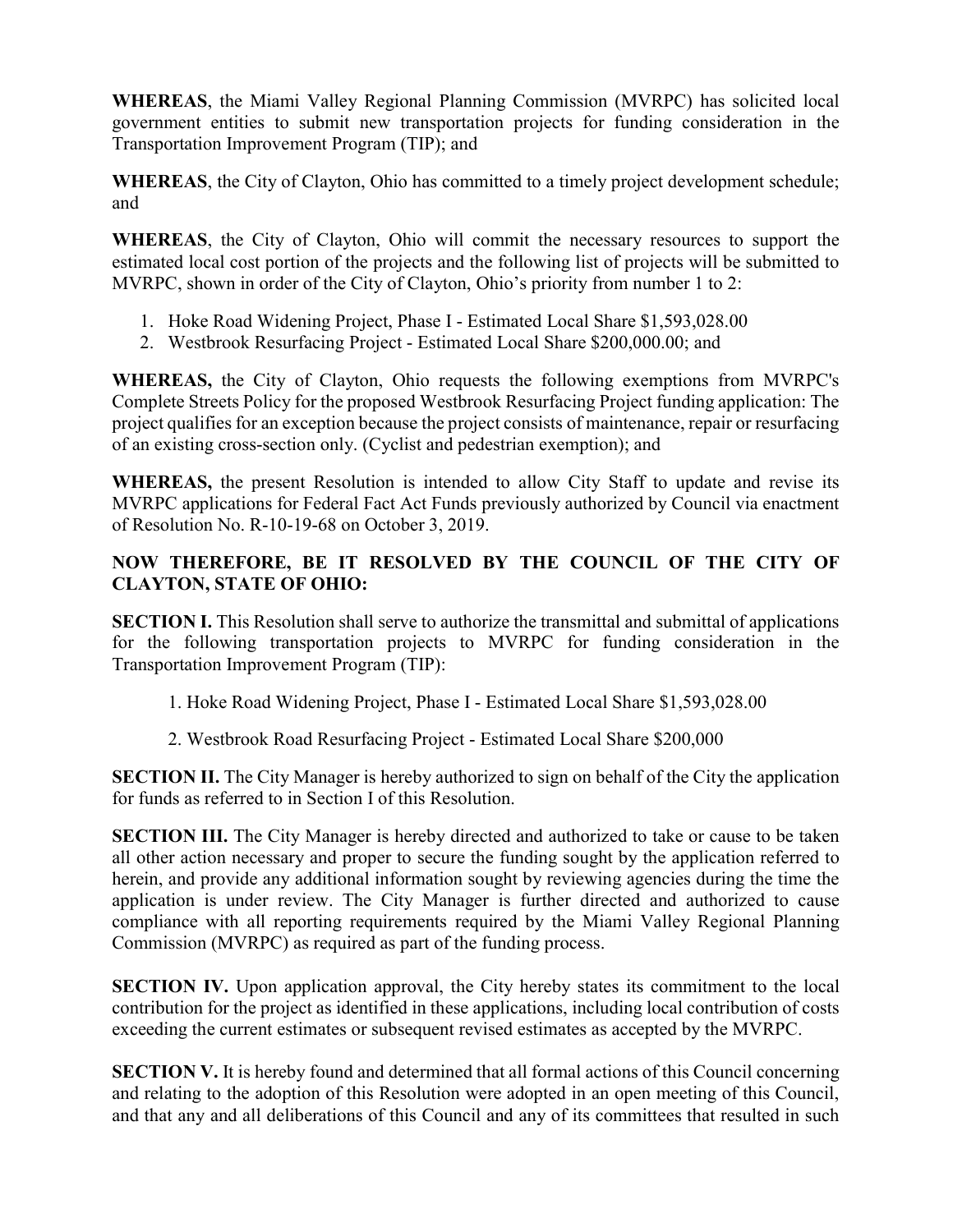**WHEREAS**, the Miami Valley Regional Planning Commission (MVRPC) has solicited local government entities to submit new transportation projects for funding consideration in the Transportation Improvement Program (TIP); and

**WHEREAS**, the City of Clayton, Ohio has committed to a timely project development schedule; and

**WHEREAS**, the City of Clayton, Ohio will commit the necessary resources to support the estimated local cost portion of the projects and the following list of projects will be submitted to MVRPC, shown in order of the City of Clayton, Ohio's priority from number 1 to 2:

1. Hoke Road Widening Project, Phase I - Estimated Local Share $1,593,028.00
2. Westbrook Resurfacing Project - Estimated Local Share $200,000.00; and

**WHEREAS,** the City of Clayton, Ohio requests the following exemptions from MVRPC's Complete Streets Policy for the proposed Westbrook Resurfacing Project funding application: The project qualifies for an exception because the project consists of maintenance, repair or resurfacing of an existing cross-section only. (Cyclist and pedestrian exemption); and

**WHEREAS,** the present Resolution is intended to allow City Staff to update and revise its MVRPC applications for Federal Fact Act Funds previously authorized by Council via enactment of Resolution No. R-10-19-68 on October 3, 2019.

**NOW THEREFORE, BE IT RESOLVED BY THE COUNCIL OF THE CITY OF CLAYTON, STATE OF OHIO:**

**SECTION I.** This Resolution shall serve to authorize the transmittal and submittal of applications for the following transportation projects to MVRPC for funding consideration in the Transportation Improvement Program (TIP):

1. Hoke Road Widening Project, Phase I - Estimated Local Share $1,593,028.00
2. Westbrook Road Resurfacing Project - Estimated Local Share $200,000

**SECTION II.** The City Manager is hereby authorized to sign on behalf of the City the application for funds as referred to in Section I of this Resolution.

**SECTION III.** The City Manager is hereby directed and authorized to take or cause to be taken all other action necessary and proper to secure the funding sought by the application referred to herein, and provide any additional information sought by reviewing agencies during the time the application is under review. The City Manager is further directed and authorized to cause compliance with all reporting requirements required by the Miami Valley Regional Planning Commission (MVRPC) as required as part of the funding process.

**SECTION IV.** Upon application approval, the City hereby states its commitment to the local contribution for the project as identified in these applications, including local contribution of costs exceeding the current estimates or subsequent revised estimates as accepted by the MVRPC.

**SECTION V.** It is hereby found and determined that all formal actions of this Council concerning and relating to the adoption of this Resolution were adopted in an open meeting of this Council, and that any and all deliberations of this Council and any of its committees that resulted in such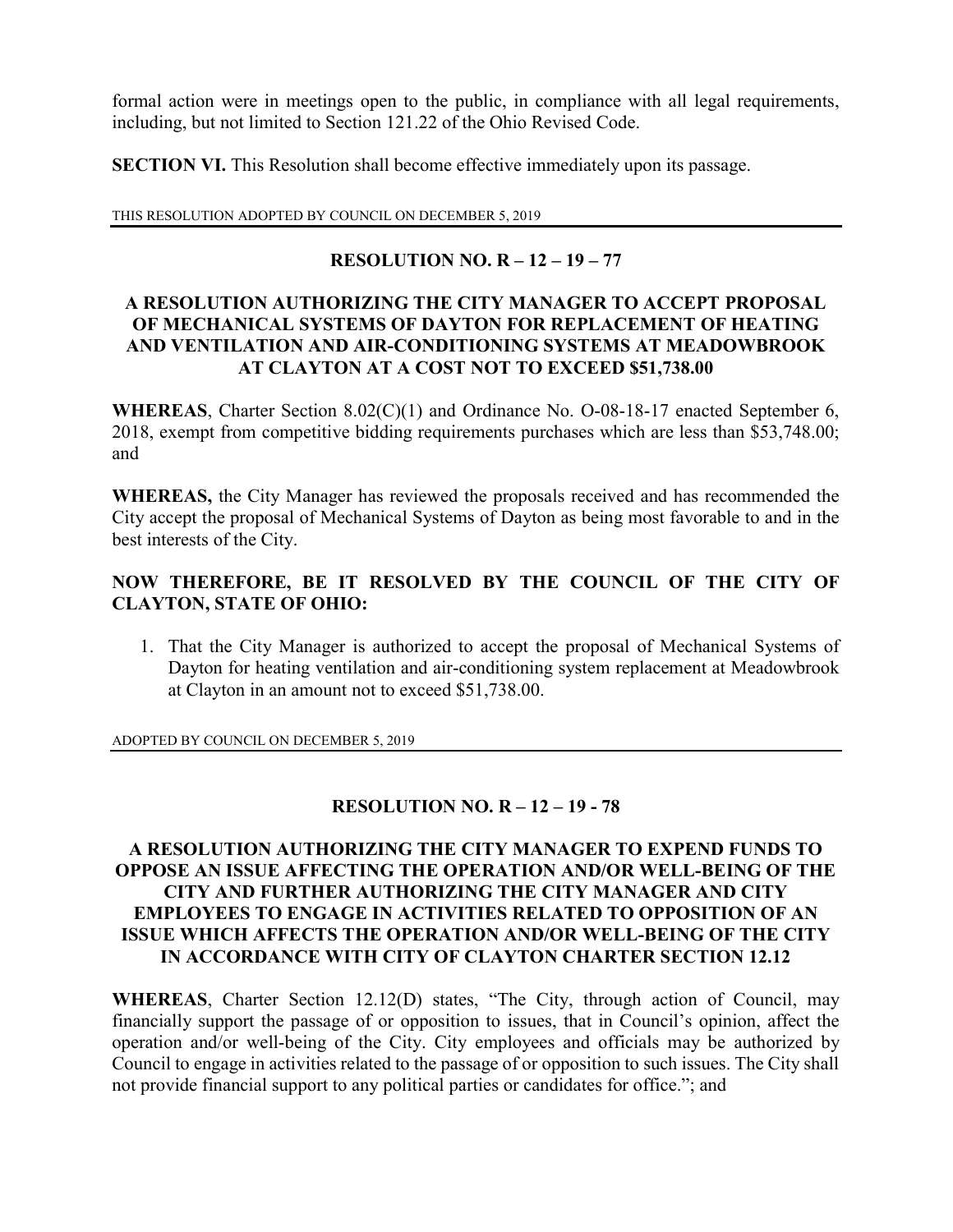formal action were in meetings open to the public, in compliance with all legal requirements, including, but not limited to Section 121.22 of the Ohio Revised Code.

**SECTION VI.** This Resolution shall become effective immediately upon its passage.

THIS RESOLUTION ADOPTED BY COUNCIL ON DECEMBER 5, 2019

---

## RESOLUTION NO. R – 12 – 19 – 77

## A RESOLUTION AUTHORIZING THE CITY MANAGER TO ACCEPT PROPOSAL OF MECHANICAL SYSTEMS OF DAYTON FOR REPLACEMENT OF HEATING AND VENTILATION AND AIR-CONDITIONING SYSTEMS AT MEADOWBROOK AT CLAYTON AT A COST NOT TO EXCEED $51,738.00

**WHEREAS**, Charter Section 8.02(C)(1) and Ordinance No. O-08-18-17 enacted September 6, 2018, exempt from competitive bidding requirements purchases which are less than $53,748.00; and

**WHEREAS,** the City Manager has reviewed the proposals received and has recommended the City accept the proposal of Mechanical Systems of Dayton as being most favorable to and in the best interests of the City.

**NOW THEREFORE, BE IT RESOLVED BY THE COUNCIL OF THE CITY OF CLAYTON, STATE OF OHIO:**

1. That the City Manager is authorized to accept the proposal of Mechanical Systems of Dayton for heating ventilation and air-conditioning system replacement at Meadowbrook at Clayton in an amount not to exceed $51,738.00.

ADOPTED BY COUNCIL ON DECEMBER 5, 2019

---

## RESOLUTION NO. R – 12 – 19 - 78

## A RESOLUTION AUTHORIZING THE CITY MANAGER TO EXPEND FUNDS TO OPPOSE AN ISSUE AFFECTING THE OPERATION AND/OR WELL-BEING OF THE CITY AND FURTHER AUTHORIZING THE CITY MANAGER AND CITY EMPLOYEES TO ENGAGE IN ACTIVITIES RELATED TO OPPOSITION OF AN ISSUE WHICH AFFECTS THE OPERATION AND/OR WELL-BEING OF THE CITY IN ACCORDANCE WITH CITY OF CLAYTON CHARTER SECTION 12.12

**WHEREAS**, Charter Section 12.12(D) states, "The City, through action of Council, may financially support the passage of or opposition to issues, that in Council's opinion, affect the operation and/or well-being of the City. City employees and officials may be authorized by Council to engage in activities related to the passage of or opposition to such issues. The City shall not provide financial support to any political parties or candidates for office."; and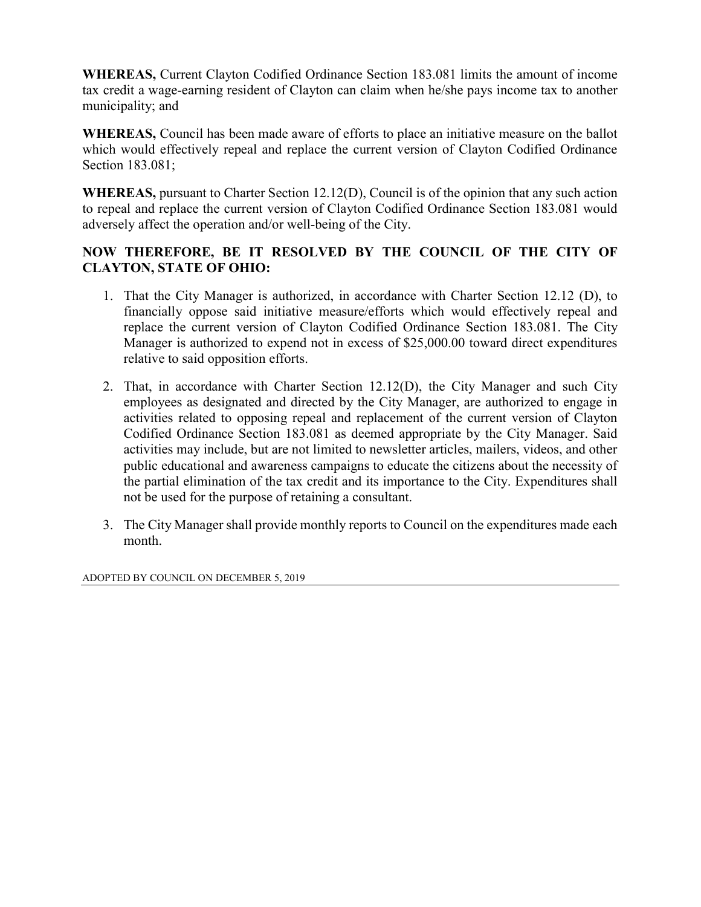**WHEREAS,** Current Clayton Codified Ordinance Section 183.081 limits the amount of income tax credit a wage-earning resident of Clayton can claim when he/she pays income tax to another municipality; and

**WHEREAS,** Council has been made aware of efforts to place an initiative measure on the ballot which would effectively repeal and replace the current version of Clayton Codified Ordinance Section 183.081;

**WHEREAS,** pursuant to Charter Section 12.12(D), Council is of the opinion that any such action to repeal and replace the current version of Clayton Codified Ordinance Section 183.081 would adversely affect the operation and/or well-being of the City.

**NOW THEREFORE, BE IT RESOLVED BY THE COUNCIL OF THE CITY OF CLAYTON, STATE OF OHIO:**

1. That the City Manager is authorized, in accordance with Charter Section 12.12 (D), to financially oppose said initiative measure/efforts which would effectively repeal and replace the current version of Clayton Codified Ordinance Section 183.081. The City Manager is authorized to expend not in excess of $25,000.00 toward direct expenditures relative to said opposition efforts.

2. That, in accordance with Charter Section 12.12(D), the City Manager and such City employees as designated and directed by the City Manager, are authorized to engage in activities related to opposing repeal and replacement of the current version of Clayton Codified Ordinance Section 183.081 as deemed appropriate by the City Manager. Said activities may include, but are not limited to newsletter articles, mailers, videos, and other public educational and awareness campaigns to educate the citizens about the necessity of the partial elimination of the tax credit and its importance to the City. Expenditures shall not be used for the purpose of retaining a consultant.

3. The City Manager shall provide monthly reports to Council on the expenditures made each month.

ADOPTED BY COUNCIL ON DECEMBER 5, 2019